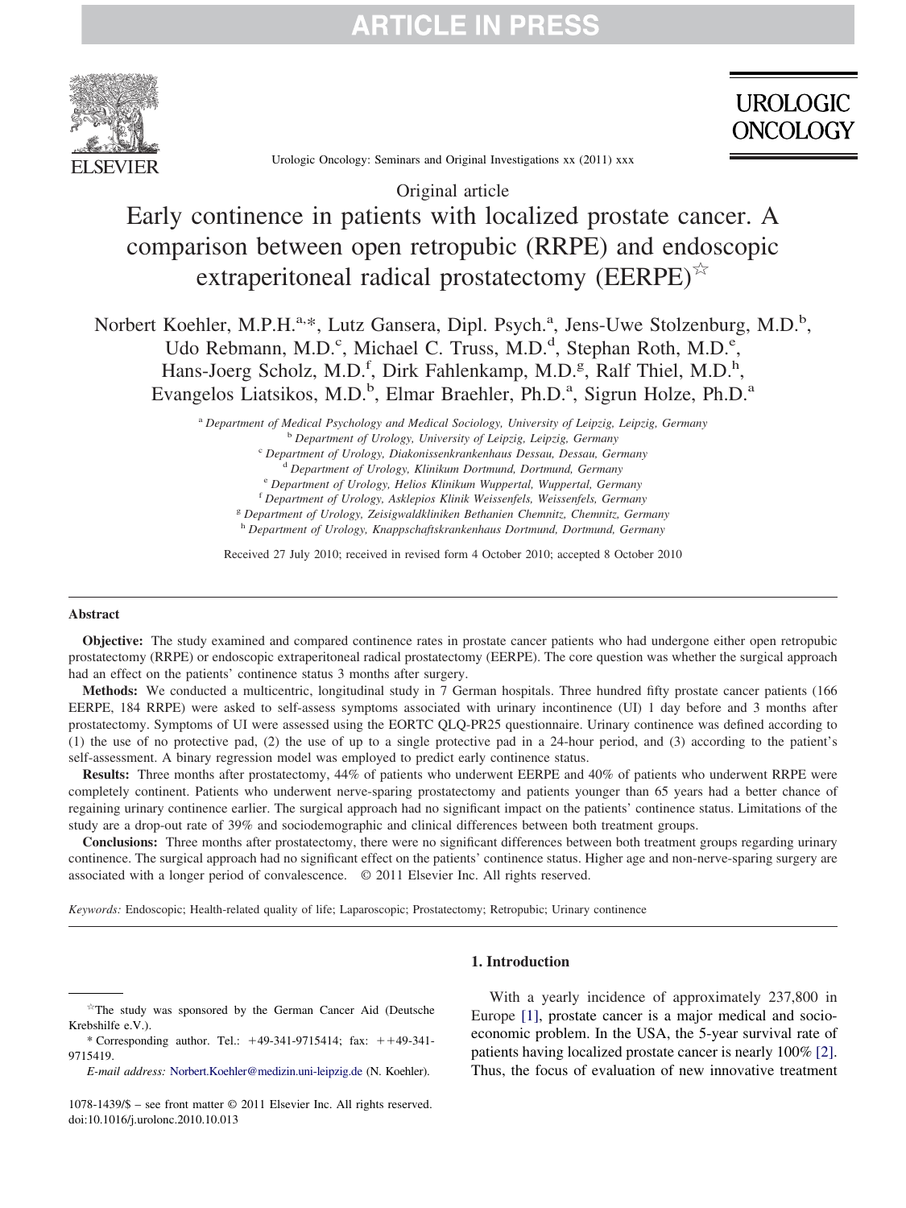Original article

# Early continence in patients with localized prostate cancer. A comparison between open retropubic (RRPE) and endoscopic extraperitoneal radical prostatectomy (EERPE)☆

Norbert Koehler, M.P.H.[a,*], Lutz Gansera, Dipl. Psych.[a], Jens-Uwe Stolzenburg, M.D.[b], Udo Rebmann, M.D.[c], Michael C. Truss, M.D.[d], Stephan Roth, M.D.[e], Hans-Joerg Scholz, M.D.[f], Dirk Fahlenkamp, M.D.[g], Ralf Thiel, M.D.[h], Evangelos Liatsikos, M.D.[b], Elmar Braehler, Ph.D.[a], Sigrun Holze, Ph.D.[a]

[a] *Department of Medical Psychology and Medical Sociology, University of Leipzig, Leipzig, Germany*
[b] *Department of Urology, University of Leipzig, Leipzig, Germany*
[c] *Department of Urology, Diakonissenkrankenhaus Dessau, Dessau, Germany*
[d] *Department of Urology, Klinikum Dortmund, Dortmund, Germany*
[e] *Department of Urology, Helios Klinikum Wuppertal, Wuppertal, Germany*
[f] *Department of Urology, Asklepios Klinik Weissenfels, Weissenfels, Germany*
[g] *Department of Urology, Zeisigwaldkliniken Bethanien Chemnitz, Chemnitz, Germany*
[h] *Department of Urology, Knappschaftskrankenhaus Dortmund, Dortmund, Germany*

Received 27 July 2010; received in revised form 4 October 2010; accepted 8 October 2010

## Abstract

**Objective:** The study examined and compared continence rates in prostate cancer patients who had undergone either open retropubic prostatectomy (RRPE) or endoscopic extraperitoneal radical prostatectomy (EERPE). The core question was whether the surgical approach had an effect on the patients' continence status 3 months after surgery.

**Methods:** We conducted a multicentric, longitudinal study in 7 German hospitals. Three hundred fifty prostate cancer patients (166 EERPE, 184 RRPE) were asked to self-assess symptoms associated with urinary incontinence (UI) 1 day before and 3 months after prostatectomy. Symptoms of UI were assessed using the EORTC QLQ-PR25 questionnaire. Urinary continence was defined according to (1) the use of no protective pad, (2) the use of up to a single protective pad in a 24-hour period, and (3) according to the patient's self-assessment. A binary regression model was employed to predict early continence status.

**Results:** Three months after prostatectomy, 44% of patients who underwent EERPE and 40% of patients who underwent RRPE were completely continent. Patients who underwent nerve-sparing prostatectomy and patients younger than 65 years had a better chance of regaining urinary continence earlier. The surgical approach had no significant impact on the patients' continence status. Limitations of the study are a drop-out rate of 39% and sociodemographic and clinical differences between both treatment groups.

**Conclusions:** Three months after prostatectomy, there were no significant differences between both treatment groups regarding urinary continence. The surgical approach had no significant effect on the patients' continence status. Higher age and non-nerve-sparing surgery are associated with a longer period of convalescence. © 2011 Elsevier Inc. All rights reserved.

*Keywords:* Endoscopic; Health-related quality of life; Laparoscopic; Prostatectomy; Retropubic; Urinary continence

## 1. Introduction

With a yearly incidence of approximately 237,800 in Europe [1], prostate cancer is a major medical and socioeconomic problem. In the USA, the 5-year survival rate of patients having localized prostate cancer is nearly 100% [2]. Thus, the focus of evaluation of new innovative treatment

---

☆The study was sponsored by the German Cancer Aid (Deutsche Krebshilfe e.V.).

\* Corresponding author. Tel.: +49-341-9715414; fax: ++49-341-9715419.

*E-mail address:* Norbert.Koehler@medizin.uni-leipzig.de (N. Koehler).

1078-1439/$ – see front matter © 2011 Elsevier Inc. All rights reserved.
doi:10.1016/j.urolonc.2010.10.013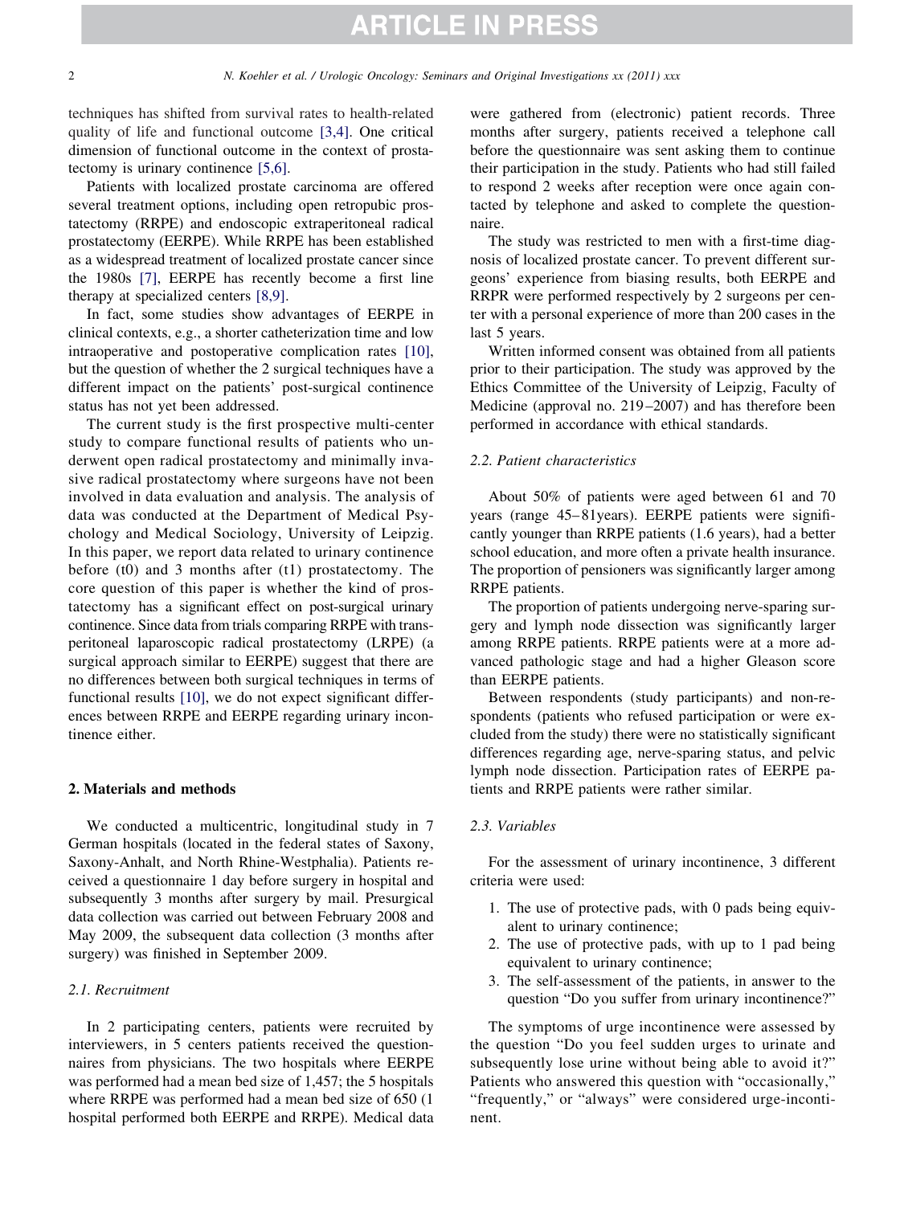techniques has shifted from survival rates to health-related quality of life and functional outcome [3,4]. One critical dimension of functional outcome in the context of prostatectomy is urinary continence [5,6].

Patients with localized prostate carcinoma are offered several treatment options, including open retropubic prostatectomy (RRPE) and endoscopic extraperitoneal radical prostatectomy (EERPE). While RRPE has been established as a widespread treatment of localized prostate cancer since the 1980s [7], EERPE has recently become a first line therapy at specialized centers [8,9].

In fact, some studies show advantages of EERPE in clinical contexts, e.g., a shorter catheterization time and low intraoperative and postoperative complication rates [10], but the question of whether the 2 surgical techniques have a different impact on the patients' post-surgical continence status has not yet been addressed.

The current study is the first prospective multi-center study to compare functional results of patients who underwent open radical prostatectomy and minimally invasive radical prostatectomy where surgeons have not been involved in data evaluation and analysis. The analysis of data was conducted at the Department of Medical Psychology and Medical Sociology, University of Leipzig. In this paper, we report data related to urinary continence before (t0) and 3 months after (t1) prostatectomy. The core question of this paper is whether the kind of prostatectomy has a significant effect on post-surgical urinary continence. Since data from trials comparing RRPE with transperitoneal laparoscopic radical prostatectomy (LRPE) (a surgical approach similar to EERPE) suggest that there are no differences between both surgical techniques in terms of functional results [10], we do not expect significant differences between RRPE and EERPE regarding urinary incontinence either.

## 2. Materials and methods

We conducted a multicentric, longitudinal study in 7 German hospitals (located in the federal states of Saxony, Saxony-Anhalt, and North Rhine-Westphalia). Patients received a questionnaire 1 day before surgery in hospital and subsequently 3 months after surgery by mail. Presurgical data collection was carried out between February 2008 and May 2009, the subsequent data collection (3 months after surgery) was finished in September 2009.

### 2.1. Recruitment

In 2 participating centers, patients were recruited by interviewers, in 5 centers patients received the questionnaires from physicians. The two hospitals where EERPE was performed had a mean bed size of 1,457; the 5 hospitals where RRPE was performed had a mean bed size of 650 (1 hospital performed both EERPE and RRPE). Medical data were gathered from (electronic) patient records. Three months after surgery, patients received a telephone call before the questionnaire was sent asking them to continue their participation in the study. Patients who had still failed to respond 2 weeks after reception were once again contacted by telephone and asked to complete the questionnaire.

The study was restricted to men with a first-time diagnosis of localized prostate cancer. To prevent different surgeons' experience from biasing results, both EERPE and RRPR were performed respectively by 2 surgeons per center with a personal experience of more than 200 cases in the last 5 years.

Written informed consent was obtained from all patients prior to their participation. The study was approved by the Ethics Committee of the University of Leipzig, Faculty of Medicine (approval no. 219–2007) and has therefore been performed in accordance with ethical standards.

### 2.2. Patient characteristics

About 50% of patients were aged between 61 and 70 years (range 45–81years). EERPE patients were significantly younger than RRPE patients (1.6 years), had a better school education, and more often a private health insurance. The proportion of pensioners was significantly larger among RRPE patients.

The proportion of patients undergoing nerve-sparing surgery and lymph node dissection was significantly larger among RRPE patients. RRPE patients were at a more advanced pathologic stage and had a higher Gleason score than EERPE patients.

Between respondents (study participants) and non-respondents (patients who refused participation or were excluded from the study) there were no statistically significant differences regarding age, nerve-sparing status, and pelvic lymph node dissection. Participation rates of EERPE patients and RRPE patients were rather similar.

### 2.3. Variables

For the assessment of urinary incontinence, 3 different criteria were used:

1. The use of protective pads, with 0 pads being equivalent to urinary continence;
2. The use of protective pads, with up to 1 pad being equivalent to urinary continence;
3. The self-assessment of the patients, in answer to the question "Do you suffer from urinary incontinence?"

The symptoms of urge incontinence were assessed by the question "Do you feel sudden urges to urinate and subsequently lose urine without being able to avoid it?" Patients who answered this question with "occasionally," "frequently," or "always" were considered urge-incontinent.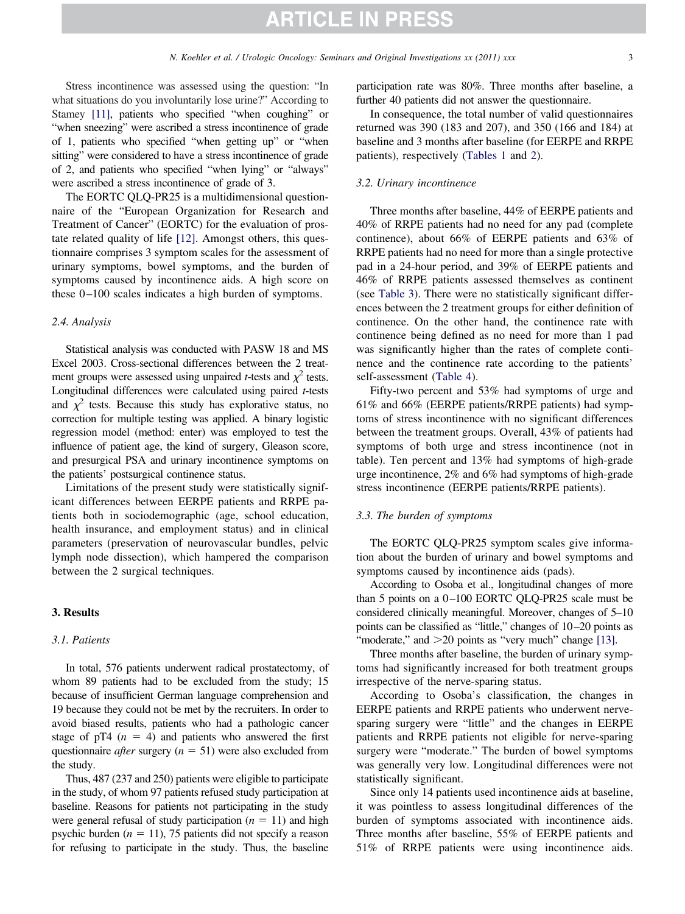Stress incontinence was assessed using the question: "In what situations do you involuntarily lose urine?" According to Stamey [11], patients who specified "when coughing" or "when sneezing" were ascribed a stress incontinence of grade of 1, patients who specified "when getting up" or "when sitting" were considered to have a stress incontinence of grade of 2, and patients who specified "when lying" or "always" were ascribed a stress incontinence of grade of 3.

The EORTC QLQ-PR25 is a multidimensional questionnaire of the "European Organization for Research and Treatment of Cancer" (EORTC) for the evaluation of prostate related quality of life [12]. Amongst others, this questionnaire comprises 3 symptom scales for the assessment of urinary symptoms, bowel symptoms, and the burden of symptoms caused by incontinence aids. A high score on these 0–100 scales indicates a high burden of symptoms.

### 2.4. Analysis

Statistical analysis was conducted with PASW 18 and MS Excel 2007. Cross-sectional differences between the 2 treatment groups were assessed using unpaired *t*-tests and $\chi^2$ tests. Longitudinal differences were calculated using paired *t*-tests and $\chi^2$ tests. Because this study has explorative status, no correction for multiple testing was applied. A binary logistic regression model (method: enter) was employed to test the influence of patient age, the kind of surgery, Gleason score, and presurgical PSA and urinary incontinence symptoms on the patients' postsurgical continence status.

Limitations of the present study were statistically significant differences between EERPE patients and RRPE patients both in sociodemographic (age, school education, health insurance, and employment status) and in clinical parameters (preservation of neurovascular bundles, pelvic lymph node dissection), which hampered the comparison between the 2 surgical techniques.

## 3. Results

### 3.1. Patients

In total, 576 patients underwent radical prostatectomy, of whom 89 patients had to be excluded from the study; 15 because of insufficient German language comprehension and 19 because they could not be met by the recruiters. In order to avoid biased results, patients who had a pathologic cancer stage of pT4 ($n = 4$) and patients who answered the first questionnaire *after* surgery ($n = 51$) were also excluded from the study.

Thus, 487 (237 and 250) patients were eligible to participate in the study, of whom 97 patients refused study participation at baseline. Reasons for patients not participating in the study were general refusal of study participation ($n = 11$) and high psychic burden ($n = 11$), 75 patients did not specify a reason for refusing to participate in the study. Thus, the baseline participation rate was 80%. Three months after baseline, a further 40 patients did not answer the questionnaire.

In consequence, the total number of valid questionnaires returned was 390 (183 and 207), and 350 (166 and 184) at baseline and 3 months after baseline (for EERPE and RRPE patients), respectively (Tables 1 and 2).

### 3.2. Urinary incontinence

Three months after baseline, 44% of EERPE patients and 40% of RRPE patients had no need for any pad (complete continence), about 66% of EERPE patients and 63% of RRPE patients had no need for more than a single protective pad in a 24-hour period, and 39% of EERPE patients and 46% of RRPE patients assessed themselves as continent (see Table 3). There were no statistically significant differences between the 2 treatment groups for either definition of continence. On the other hand, the continence rate with continence being defined as no need for more than 1 pad was significantly higher than the rates of complete continence and the continence rate according to the patients' self-assessment (Table 4).

Fifty-two percent and 53% had symptoms of urge and 61% and 66% (EERPE patients/RRPE patients) had symptoms of stress incontinence with no significant differences between the treatment groups. Overall, 43% of patients had symptoms of both urge and stress incontinence (not in table). Ten percent and 13% had symptoms of high-grade urge incontinence, 2% and 6% had symptoms of high-grade stress incontinence (EERPE patients/RRPE patients).

### 3.3. The burden of symptoms

The EORTC QLQ-PR25 symptom scales give information about the burden of urinary and bowel symptoms and symptoms caused by incontinence aids (pads).

According to Osoba et al., longitudinal changes of more than 5 points on a 0–100 EORTC QLQ-PR25 scale must be considered clinically meaningful. Moreover, changes of 5–10 points can be classified as "little," changes of 10–20 points as "moderate," and >20 points as "very much" change [13].

Three months after baseline, the burden of urinary symptoms had significantly increased for both treatment groups irrespective of the nerve-sparing status.

According to Osoba's classification, the changes in EERPE patients and RRPE patients who underwent nerve-sparing surgery were "little" and the changes in EERPE patients and RRPE patients not eligible for nerve-sparing surgery were "moderate." The burden of bowel symptoms was generally very low. Longitudinal differences were not statistically significant.

Since only 14 patients used incontinence aids at baseline, it was pointless to assess longitudinal differences of the burden of symptoms associated with incontinence aids. Three months after baseline, 55% of EERPE patients and 51% of RRPE patients were using incontinence aids.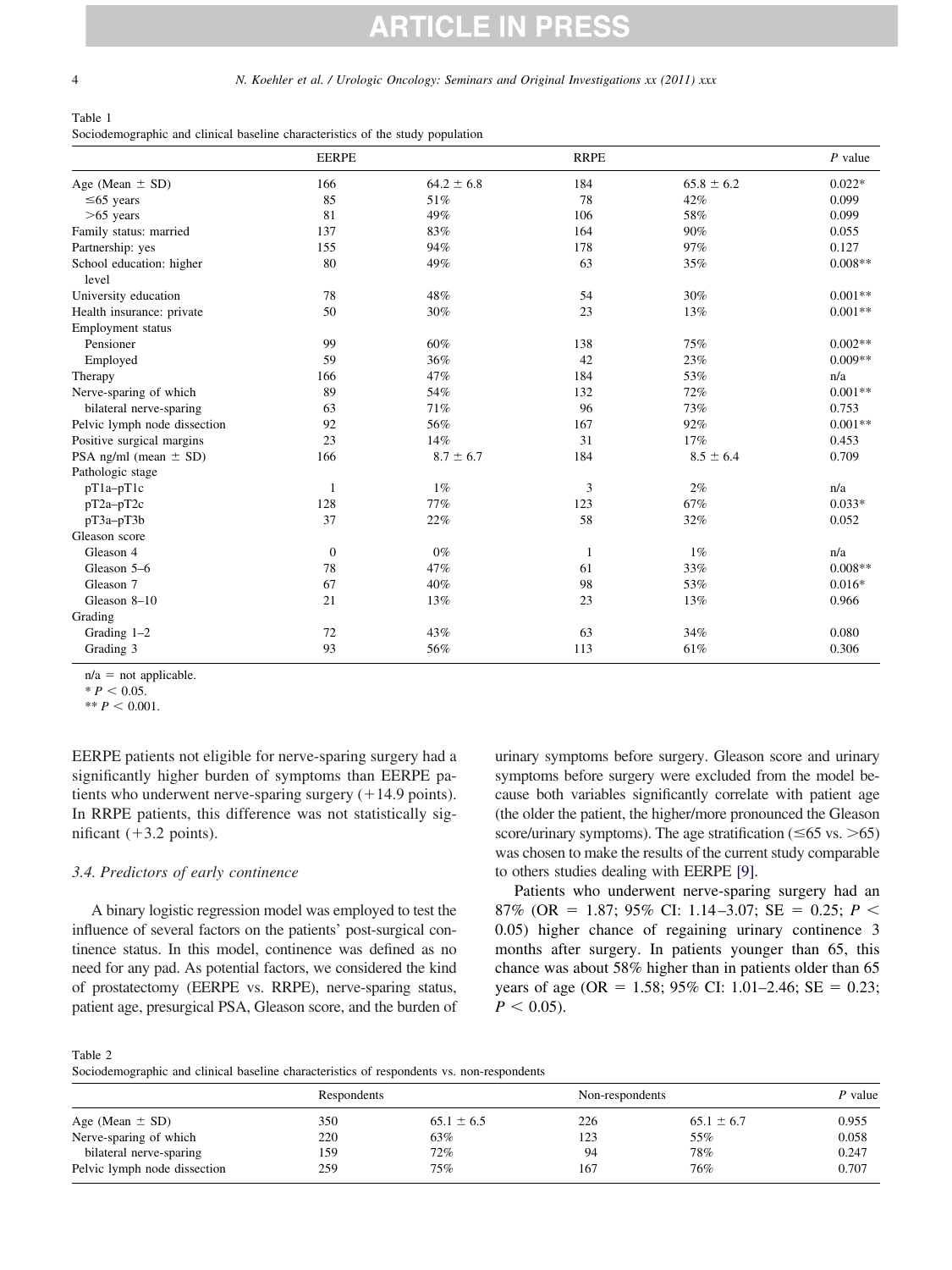Table 1
Sociodemographic and clinical baseline characteristics of the study population

| | EERPE | | RRPE | | P value |
|---|---|---|---|---|---|
| Age (Mean ± SD) | 166 | 64.2 ± 6.8 | 184 | 65.8 ± 6.2 | 0.022* |
| ≤65 years | 85 | 51% | 78 | 42% | 0.099 |
| >65 years | 81 | 49% | 106 | 58% | 0.099 |
| Family status: married | 137 | 83% | 164 | 90% | 0.055 |
| Partnership: yes | 155 | 94% | 178 | 97% | 0.127 |
| School education: higher level | 80 | 49% | 63 | 35% | 0.008** |
| University education | 78 | 48% | 54 | 30% | 0.001** |
| Health insurance: private | 50 | 30% | 23 | 13% | 0.001** |
| Employment status | | | | | |
| Pensioner | 99 | 60% | 138 | 75% | 0.002** |
| Employed | 59 | 36% | 42 | 23% | 0.009** |
| Therapy | 166 | 47% | 184 | 53% | n/a |
| Nerve-sparing of which | 89 | 54% | 132 | 72% | 0.001** |
| bilateral nerve-sparing | 63 | 71% | 96 | 73% | 0.753 |
| Pelvic lymph node dissection | 92 | 56% | 167 | 92% | 0.001** |
| Positive surgical margins | 23 | 14% | 31 | 17% | 0.453 |
| PSA ng/ml (mean ± SD) | 166 | 8.7 ± 6.7 | 184 | 8.5 ± 6.4 | 0.709 |
| Pathologic stage | | | | | |
| pT1a–pT1c | 1 | 1% | 3 | 2% | n/a |
| pT2a–pT2c | 128 | 77% | 123 | 67% | 0.033* |
| pT3a–pT3b | 37 | 22% | 58 | 32% | 0.052 |
| Gleason score | | | | | |
| Gleason 4 | 0 | 0% | 1 | 1% | n/a |
| Gleason 5–6 | 78 | 47% | 61 | 33% | 0.008** |
| Gleason 7 | 67 | 40% | 98 | 53% | 0.016* |
| Gleason 8–10 | 21 | 13% | 23 | 13% | 0.966 |
| Grading | | | | | |
| Grading 1–2 | 72 | 43% | 63 | 34% | 0.080 |
| Grading 3 | 93 | 56% | 113 | 61% | 0.306 |

n/a = not applicable.
* $P < 0.05$.
** $P < 0.001$.

EERPE patients not eligible for nerve-sparing surgery had a significantly higher burden of symptoms than EERPE patients who underwent nerve-sparing surgery (+14.9 points). In RRPE patients, this difference was not statistically significant (+3.2 points).

### 3.4. Predictors of early continence

A binary logistic regression model was employed to test the influence of several factors on the patients' post-surgical continence status. In this model, continence was defined as no need for any pad. As potential factors, we considered the kind of prostatectomy (EERPE vs. RRPE), nerve-sparing status, patient age, presurgical PSA, Gleason score, and the burden of urinary symptoms before surgery. Gleason score and urinary symptoms before surgery were excluded from the model because both variables significantly correlate with patient age (the older the patient, the higher/more pronounced the Gleason score/urinary symptoms). The age stratification (≤65 vs. >65) was chosen to make the results of the current study comparable to others studies dealing with EERPE [9].

Patients who underwent nerve-sparing surgery had an 87% (OR = 1.87; 95% CI: 1.14–3.07; SE = 0.25; $P < 0.05$) higher chance of regaining urinary continence 3 months after surgery. In patients younger than 65, this chance was about 58% higher than in patients older than 65 years of age (OR = 1.58; 95% CI: 1.01–2.46; SE = 0.23; $P < 0.05$).

Table 2
Sociodemographic and clinical baseline characteristics of respondents vs. non-respondents

| | Respondents | | Non-respondents | | P value |
|---|---|---|---|---|---|
| Age (Mean ± SD) | 350 | 65.1 ± 6.5 | 226 | 65.1 ± 6.7 | 0.955 |
| Nerve-sparing of which | 220 | 63% | 123 | 55% | 0.058 |
| bilateral nerve-sparing | 159 | 72% | 94 | 78% | 0.247 |
| Pelvic lymph node dissection | 259 | 75% | 167 | 76% | 0.707 |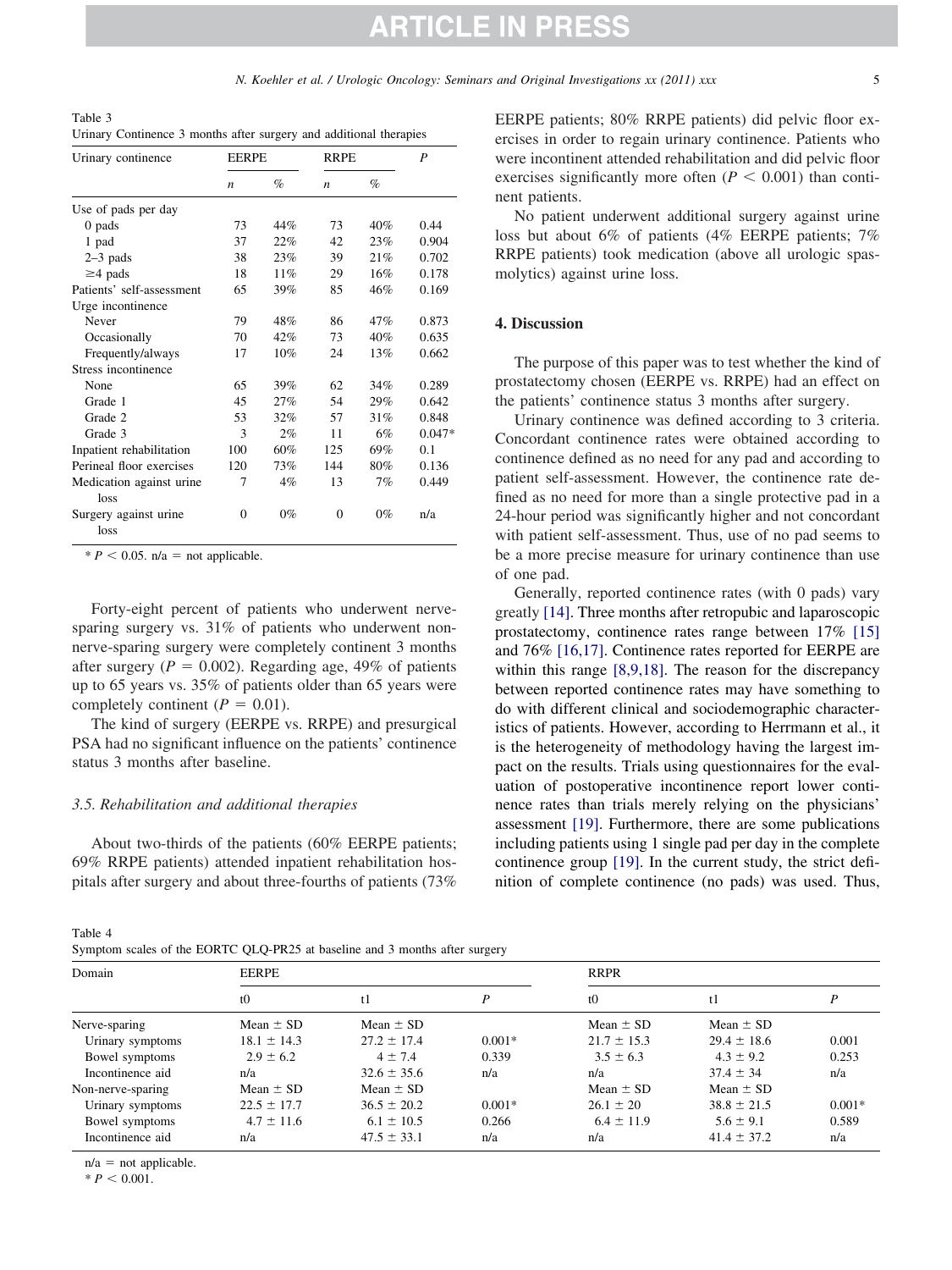Table 3
Urinary Continence 3 months after surgery and additional therapies

| Urinary continence | EERPE | | RRPE | | $P$ |
|---|---|---|---|---|---|
| | $n$ | % | $n$ | % | |
| Use of pads per day | | | | | |
| 0 pads | 73 | 44% | 73 | 40% | 0.44 |
| 1 pad | 37 | 22% | 42 | 23% | 0.904 |
| 2–3 pads | 38 | 23% | 39 | 21% | 0.702 |
| ≥4 pads | 18 | 11% | 29 | 16% | 0.178 |
| Patients' self-assessment | 65 | 39% | 85 | 46% | 0.169 |
| Urge incontinence | | | | | |
| Never | 79 | 48% | 86 | 47% | 0.873 |
| Occasionally | 70 | 42% | 73 | 40% | 0.635 |
| Frequently/always | 17 | 10% | 24 | 13% | 0.662 |
| Stress incontinence | | | | | |
| None | 65 | 39% | 62 | 34% | 0.289 |
| Grade 1 | 45 | 27% | 54 | 29% | 0.642 |
| Grade 2 | 53 | 32% | 57 | 31% | 0.848 |
| Grade 3 | 3 | 2% | 11 | 6% | 0.047* |
| Inpatient rehabilitation | 100 | 60% | 125 | 69% | 0.1 |
| Perineal floor exercises | 120 | 73% | 144 | 80% | 0.136 |
| Medication against urine loss | 7 | 4% | 13 | 7% | 0.449 |
| Surgery against urine loss | 0 | 0% | 0 | 0% | n/a |

* $P < 0.05$. n/a = not applicable.

Forty-eight percent of patients who underwent nerve-sparing surgery vs. 31% of patients who underwent non-nerve-sparing surgery were completely continent 3 months after surgery ($P = 0.002$). Regarding age, 49% of patients up to 65 years vs. 35% of patients older than 65 years were completely continent ($P = 0.01$).

The kind of surgery (EERPE vs. RRPE) and presurgical PSA had no significant influence on the patients' continence status 3 months after baseline.

### 3.5. Rehabilitation and additional therapies

About two-thirds of the patients (60% EERPE patients; 69% RRPE patients) attended inpatient rehabilitation hospitals after surgery and about three-fourths of patients (73% EERPE patients; 80% RRPE patients) did pelvic floor exercises in order to regain urinary continence. Patients who were incontinent attended rehabilitation and did pelvic floor exercises significantly more often ($P < 0.001$) than continent patients.

No patient underwent additional surgery against urine loss but about 6% of patients (4% EERPE patients; 7% RRPE patients) took medication (above all urologic spasmolytics) against urine loss.

## 4. Discussion

The purpose of this paper was to test whether the kind of prostatectomy chosen (EERPE vs. RRPE) had an effect on the patients' continence status 3 months after surgery.

Urinary continence was defined according to 3 criteria. Concordant continence rates were obtained according to continence defined as no need for any pad and according to patient self-assessment. However, the continence rate defined as no need for more than a single protective pad in a 24-hour period was significantly higher and not concordant with patient self-assessment. Thus, use of no pad seems to be a more precise measure for urinary continence than use of one pad.

Generally, reported continence rates (with 0 pads) vary greatly [14]. Three months after retropubic and laparoscopic prostatectomy, continence rates range between 17% [15] and 76% [16,17]. Continence rates reported for EERPE are within this range [8,9,18]. The reason for the discrepancy between reported continence rates may have something to do with different clinical and sociodemographic characteristics of patients. However, according to Herrmann et al., it is the heterogeneity of methodology having the largest impact on the results. Trials using questionnaires for the evaluation of postoperative incontinence report lower continence rates than trials merely relying on the physicians' assessment [19]. Furthermore, there are some publications including patients using 1 single pad per day in the complete continence group [19]. In the current study, the strict definition of complete continence (no pads) was used. Thus,

Table 4
Symptom scales of the EORTC QLQ-PR25 at baseline and 3 months after surgery

| Domain | EERPE | | | RRPR | | |
|---|---|---|---|---|---|---|
| | t0 | t1 | $P$ | t0 | t1 | $P$ |
| Nerve-sparing | Mean ± SD | Mean ± SD | | Mean ± SD | Mean ± SD | |
| Urinary symptoms | 18.1 ± 14.3 | 27.2 ± 17.4 | 0.001* | 21.7 ± 15.3 | 29.4 ± 18.6 | 0.001 |
| Bowel symptoms | 2.9 ± 6.2 | 4 ± 7.4 | 0.339 | 3.5 ± 6.3 | 4.3 ± 9.2 | 0.253 |
| Incontinence aid | n/a | 32.6 ± 35.6 | n/a | n/a | 37.4 ± 34 | n/a |
| Non-nerve-sparing | Mean ± SD | Mean ± SD | | Mean ± SD | Mean ± SD | |
| Urinary symptoms | 22.5 ± 17.7 | 36.5 ± 20.2 | 0.001* | 26.1 ± 20 | 38.8 ± 21.5 | 0.001* |
| Bowel symptoms | 4.7 ± 11.6 | 6.1 ± 10.5 | 0.266 | 6.4 ± 11.9 | 5.6 ± 9.1 | 0.589 |
| Incontinence aid | n/a | 47.5 ± 33.1 | n/a | n/a | 41.4 ± 37.2 | n/a |

n/a = not applicable.
* $P < 0.001$.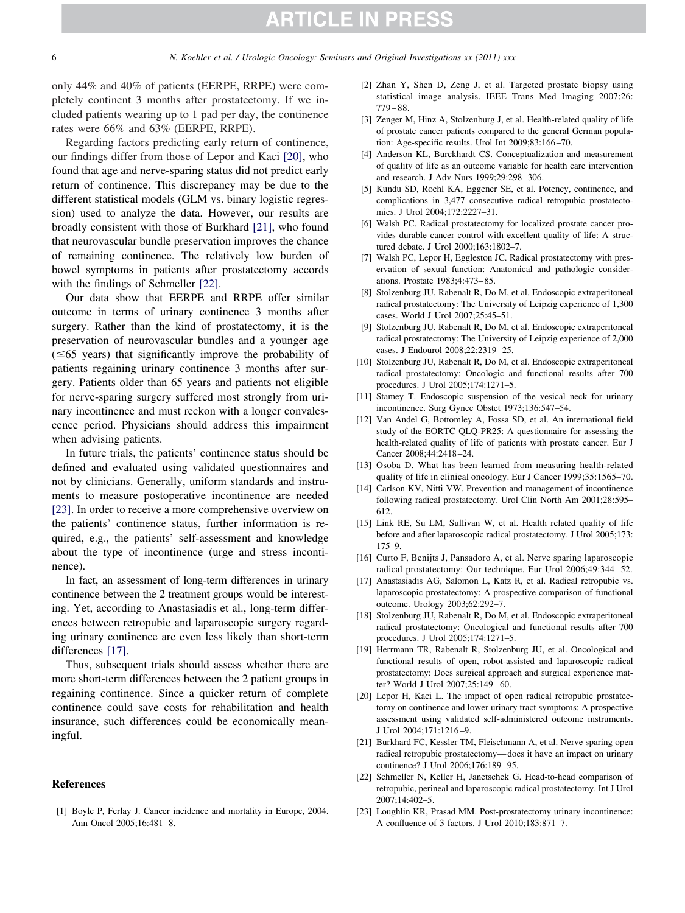only 44% and 40% of patients (EERPE, RRPE) were completely continent 3 months after prostatectomy. If we included patients wearing up to 1 pad per day, the continence rates were 66% and 63% (EERPE, RRPE).

Regarding factors predicting early return of continence, our findings differ from those of Lepor and Kaci [20], who found that age and nerve-sparing status did not predict early return of continence. This discrepancy may be due to the different statistical models (GLM vs. binary logistic regression) used to analyze the data. However, our results are broadly consistent with those of Burkhard [21], who found that neurovascular bundle preservation improves the chance of remaining continence. The relatively low burden of bowel symptoms in patients after prostatectomy accords with the findings of Schmeller [22].

Our data show that EERPE and RRPE offer similar outcome in terms of urinary continence 3 months after surgery. Rather than the kind of prostatectomy, it is the preservation of neurovascular bundles and a younger age ($\leq$65 years) that significantly improve the probability of patients regaining urinary continence 3 months after surgery. Patients older than 65 years and patients not eligible for nerve-sparing surgery suffered most strongly from urinary incontinence and must reckon with a longer convalescence period. Physicians should address this impairment when advising patients.

In future trials, the patients' continence status should be defined and evaluated using validated questionnaires and not by clinicians. Generally, uniform standards and instruments to measure postoperative incontinence are needed [23]. In order to receive a more comprehensive overview on the patients' continence status, further information is required, e.g., the patients' self-assessment and knowledge about the type of incontinence (urge and stress incontinence).

In fact, an assessment of long-term differences in urinary continence between the 2 treatment groups would be interesting. Yet, according to Anastasiadis et al., long-term differences between retropubic and laparoscopic surgery regarding urinary continence are even less likely than short-term differences [17].

Thus, subsequent trials should assess whether there are more short-term differences between the 2 patient groups in regaining continence. Since a quicker return of complete continence could save costs for rehabilitation and health insurance, such differences could be economically meaningful.

## References

[1] Boyle P, Ferlay J. Cancer incidence and mortality in Europe, 2004. Ann Oncol 2005;16:481–8.

[2] Zhan Y, Shen D, Zeng J, et al. Targeted prostate biopsy using statistical image analysis. IEEE Trans Med Imaging 2007;26: 779–88.

[3] Zenger M, Hinz A, Stolzenburg J, et al. Health-related quality of life of prostate cancer patients compared to the general German population: Age-specific results. Urol Int 2009;83:166–70.

[4] Anderson KL, Burckhardt CS. Conceptualization and measurement of quality of life as an outcome variable for health care intervention and research. J Adv Nurs 1999;29:298–306.

[5] Kundu SD, Roehl KA, Eggener SE, et al. Potency, continence, and complications in 3,477 consecutive radical retropubic prostatectomies. J Urol 2004;172:2227–31.

[6] Walsh PC. Radical prostatectomy for localized prostate cancer provides durable cancer control with excellent quality of life: A structured debate. J Urol 2000;163:1802–7.

[7] Walsh PC, Lepor H, Eggleston JC. Radical prostatectomy with preservation of sexual function: Anatomical and pathologic considerations. Prostate 1983;4:473–85.

[8] Stolzenburg JU, Rabenalt R, Do M, et al. Endoscopic extraperitoneal radical prostatectomy: The University of Leipzig experience of 1,300 cases. World J Urol 2007;25:45–51.

[9] Stolzenburg JU, Rabenalt R, Do M, et al. Endoscopic extraperitoneal radical prostatectomy: The University of Leipzig experience of 2,000 cases. J Endourol 2008;22:2319–25.

[10] Stolzenburg JU, Rabenalt R, Do M, et al. Endoscopic extraperitoneal radical prostatectomy: Oncologic and functional results after 700 procedures. J Urol 2005;174:1271–5.

[11] Stamey T. Endoscopic suspension of the vesical neck for urinary incontinence. Surg Gynec Obstet 1973;136:547–54.

[12] Van Andel G, Bottomley A, Fossa SD, et al. An international field study of the EORTC QLQ-PR25: A questionnaire for assessing the health-related quality of life of patients with prostate cancer. Eur J Cancer 2008;44:2418–24.

[13] Osoba D. What has been learned from measuring health-related quality of life in clinical oncology. Eur J Cancer 1999;35:1565–70.

[14] Carlson KV, Nitti VW. Prevention and management of incontinence following radical prostatectomy. Urol Clin North Am 2001;28:595–612.

[15] Link RE, Su LM, Sullivan W, et al. Health related quality of life before and after laparoscopic radical prostatectomy. J Urol 2005;173: 175–9.

[16] Curto F, Benijts J, Pansadoro A, et al. Nerve sparing laparoscopic radical prostatectomy: Our technique. Eur Urol 2006;49:344–52.

[17] Anastasiadis AG, Salomon L, Katz R, et al. Radical retropubic vs. laparoscopic prostatectomy: A prospective comparison of functional outcome. Urology 2003;62:292–7.

[18] Stolzenburg JU, Rabenalt R, Do M, et al. Endoscopic extraperitoneal radical prostatectomy: Oncological and functional results after 700 procedures. J Urol 2005;174:1271–5.

[19] Herrmann TR, Rabenalt R, Stolzenburg JU, et al. Oncological and functional results of open, robot-assisted and laparoscopic radical prostatectomy: Does surgical approach and surgical experience matter? World J Urol 2007;25:149–60.

[20] Lepor H, Kaci L. The impact of open radical retropubic prostatectomy on continence and lower urinary tract symptoms: A prospective assessment using validated self-administered outcome instruments. J Urol 2004;171:1216–9.

[21] Burkhard FC, Kessler TM, Fleischmann A, et al. Nerve sparing open radical retropubic prostatectomy—does it have an impact on urinary continence? J Urol 2006;176:189–95.

[22] Schmeller N, Keller H, Janetschek G. Head-to-head comparison of retropubic, perineal and laparoscopic radical prostatectomy. Int J Urol 2007;14:402–5.

[23] Loughlin KR, Prasad MM. Post-prostatectomy urinary incontinence: A confluence of 3 factors. J Urol 2010;183:871–7.